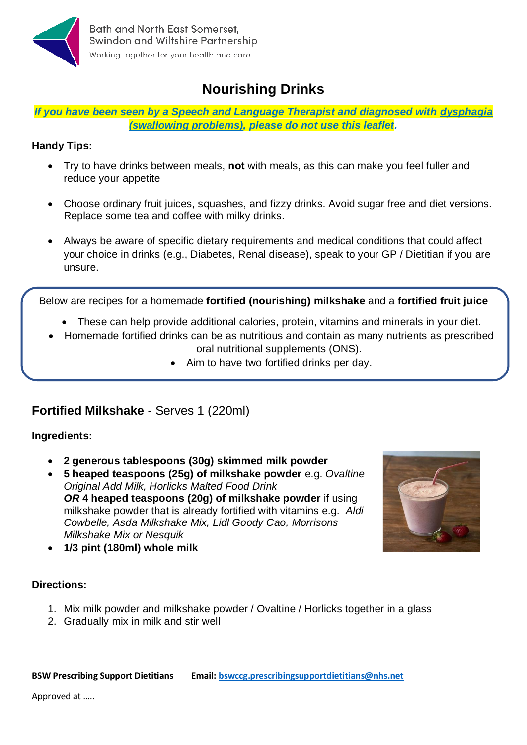Bath and North East Somerset, Swindon and Wiltshire Partnership
Working together for your health and care

# Nourishing Drinks

***If you have been seen by a Speech and Language Therapist and diagnosed with dysphagia (swallowing problems), please do not use this leaflet.***

**Handy Tips:**

- Try to have drinks between meals, **not** with meals, as this can make you feel fuller and reduce your appetite
- Choose ordinary fruit juices, squashes, and fizzy drinks. Avoid sugar free and diet versions. Replace some tea and coffee with milky drinks.
- Always be aware of specific dietary requirements and medical conditions that could affect your choice in drinks (e.g., Diabetes, Renal disease), speak to your GP / Dietitian if you are unsure.

Below are recipes for a homemade **fortified (nourishing) milkshake** and a **fortified fruit juice**

- These can help provide additional calories, protein, vitamins and minerals in your diet.
- Homemade fortified drinks can be as nutritious and contain as many nutrients as prescribed oral nutritional supplements (ONS).
- Aim to have two fortified drinks per day.

## Fortified Milkshake - Serves 1 (220ml)

**Ingredients:**

- **2 generous tablespoons (30g) skimmed milk powder**
- **5 heaped teaspoons (25g) of milkshake powder** e.g. *Ovaltine Original Add Milk, Horlicks Malted Food Drink*
  ***OR* 4 heaped teaspoons (20g) of milkshake powder** if using milkshake powder that is already fortified with vitamins e.g. *Aldi Cowbelle, Asda Milkshake Mix, Lidl Goody Cao, Morrisons Milkshake Mix or Nesquik*
- **1/3 pint (180ml) whole milk**

**Directions:**

1. Mix milk powder and milkshake powder / Ovaltine / Horlicks together in a glass
2. Gradually mix in milk and stir well

**BSW Prescribing Support Dietitians** **Email: bswccg.prescribingsupportdietitians@nhs.net**

Approved at …..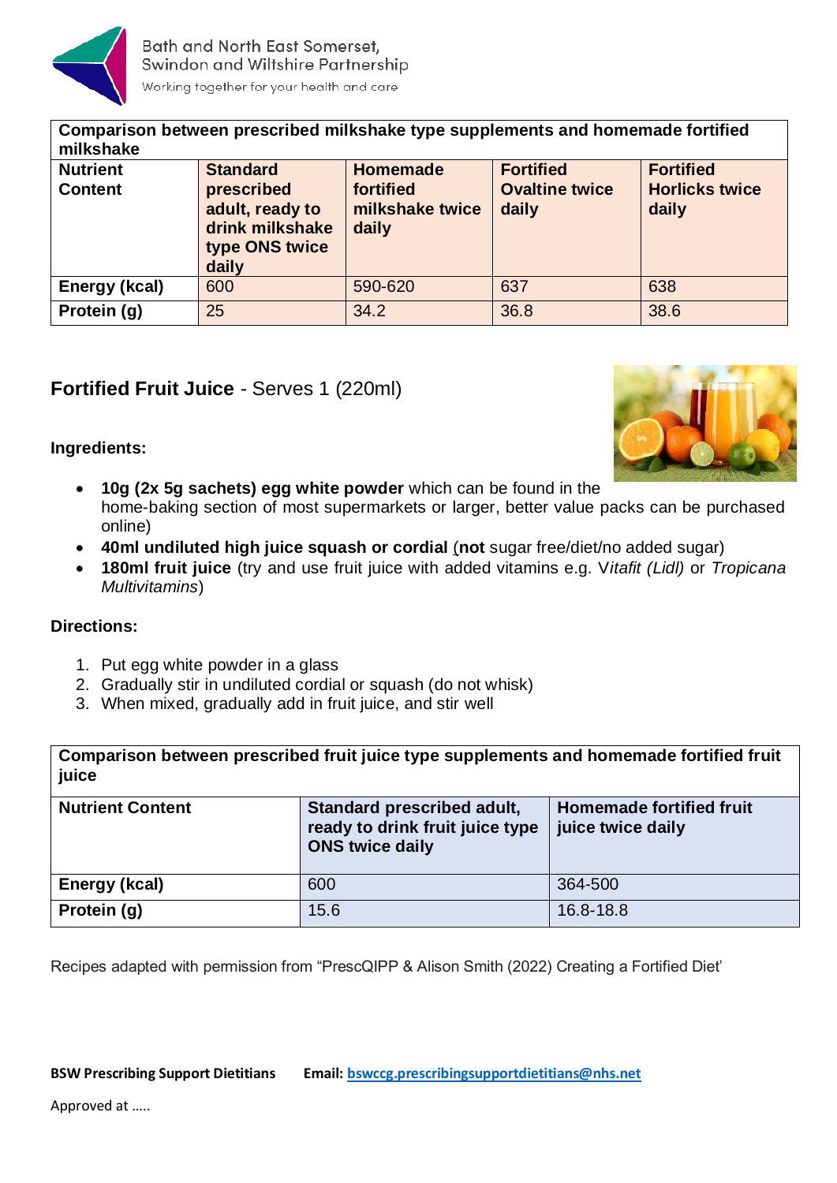| Comparison between prescribed milkshake type supplements and homemade fortified milkshake | | | | |
|---|---|---|---|---|
| **Nutrient Content** | **Standard prescribed adult, ready to drink milkshake type ONS twice daily** | **Homemade fortified milkshake twice daily** | **Fortified Ovaltine twice daily** | **Fortified Horlicks twice daily** |
| **Energy (kcal)** | 600 | 590-620 | 637 | 638 |
| **Protein (g)** | 25 | 34.2 | 36.8 | 38.6 |

## **Fortified Fruit Juice** - Serves 1 (220ml)

**Ingredients:**

- **10g (2x 5g sachets) egg white powder** which can be found in the home-baking section of most supermarkets or larger, better value packs can be purchased online)
- **40ml undiluted high juice squash or cordial** (**not** sugar free/diet/no added sugar)
- **180ml fruit juice** (try and use fruit juice with added vitamins e.g. V*itafit (Lidl)* or *Tropicana Multivitamins*)

**Directions:**

1. Put egg white powder in a glass
2. Gradually stir in undiluted cordial or squash (do not whisk)
3. When mixed, gradually add in fruit juice, and stir well

| Comparison between prescribed fruit juice type supplements and homemade fortified fruit juice | | |
|---|---|---|
| **Nutrient Content** | **Standard prescribed adult, ready to drink fruit juice type ONS twice daily** | **Homemade fortified fruit juice twice daily** |
| **Energy (kcal)** | 600 | 364-500 |
| **Protein (g)** | 15.6 | 16.8-18.8 |

Recipes adapted with permission from "PrescQIPP & Alison Smith (2022) Creating a Fortified Diet'

**BSW Prescribing Support Dietitians** **Email:** **bswccg.prescribingsupportdietitians@nhs.net**

Approved at …..